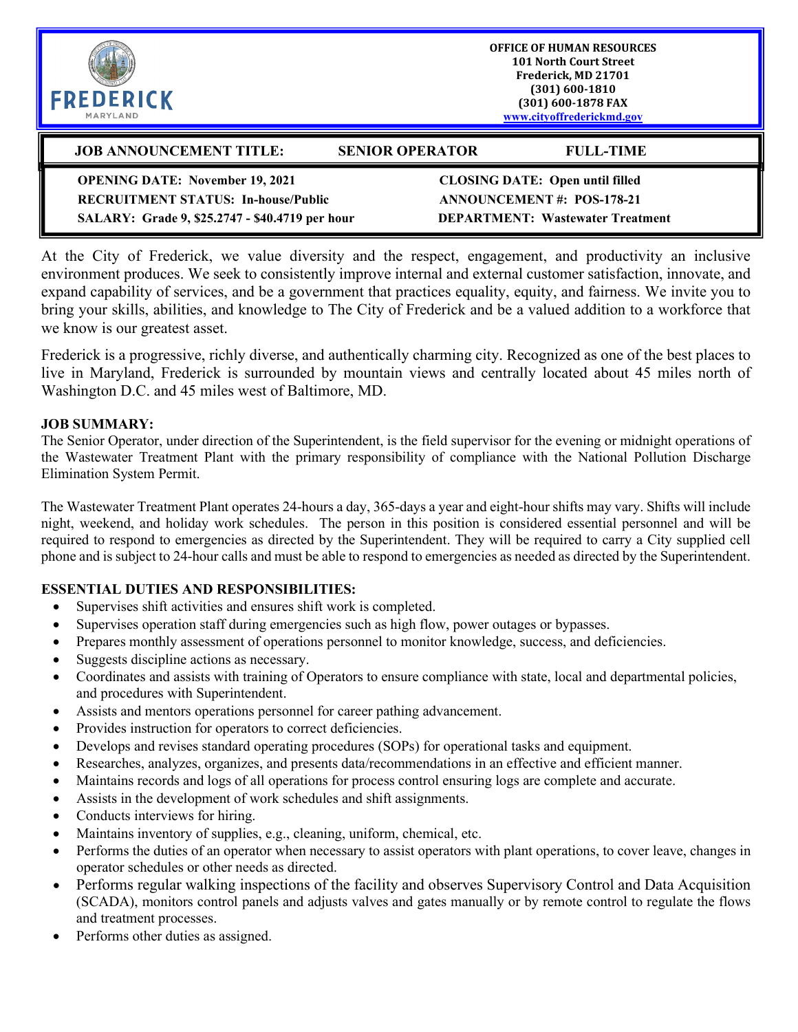FREDERICK
MARYLAND

**OFFICE OF HUMAN RESOURCES**
**101 North Court Street**
**Frederick, MD 21701**
**(301) 600-1810**
**(301) 600-1878 FAX**
**www.cityoffrederickmd.gov**

| JOB ANNOUNCEMENT TITLE: | SENIOR OPERATOR | FULL-TIME |
| --- | --- | --- |

| | |
| --- | --- |
| **OPENING DATE: November 19, 2021** | **CLOSING DATE: Open until filled** |
| **RECRUITMENT STATUS: In-house/Public** | **ANNOUNCEMENT #: POS-178-21** |
| **SALARY: Grade 9, $25.2747 - $40.4719 per hour** | **DEPARTMENT: Wastewater Treatment** |

At the City of Frederick, we value diversity and the respect, engagement, and productivity an inclusive environment produces. We seek to consistently improve internal and external customer satisfaction, innovate, and expand capability of services, and be a government that practices equality, equity, and fairness. We invite you to bring your skills, abilities, and knowledge to The City of Frederick and be a valued addition to a workforce that we know is our greatest asset.

Frederick is a progressive, richly diverse, and authentically charming city. Recognized as one of the best places to live in Maryland, Frederick is surrounded by mountain views and centrally located about 45 miles north of Washington D.C. and 45 miles west of Baltimore, MD.

**JOB SUMMARY:**

The Senior Operator, under direction of the Superintendent, is the field supervisor for the evening or midnight operations of the Wastewater Treatment Plant with the primary responsibility of compliance with the National Pollution Discharge Elimination System Permit.

The Wastewater Treatment Plant operates 24-hours a day, 365-days a year and eight-hour shifts may vary. Shifts will include night, weekend, and holiday work schedules. The person in this position is considered essential personnel and will be required to respond to emergencies as directed by the Superintendent. They will be required to carry a City supplied cell phone and is subject to 24-hour calls and must be able to respond to emergencies as needed as directed by the Superintendent.

**ESSENTIAL DUTIES AND RESPONSIBILITIES:**

- Supervises shift activities and ensures shift work is completed.
- Supervises operation staff during emergencies such as high flow, power outages or bypasses.
- Prepares monthly assessment of operations personnel to monitor knowledge, success, and deficiencies.
- Suggests discipline actions as necessary.
- Coordinates and assists with training of Operators to ensure compliance with state, local and departmental policies, and procedures with Superintendent.
- Assists and mentors operations personnel for career pathing advancement.
- Provides instruction for operators to correct deficiencies.
- Develops and revises standard operating procedures (SOPs) for operational tasks and equipment.
- Researches, analyzes, organizes, and presents data/recommendations in an effective and efficient manner.
- Maintains records and logs of all operations for process control ensuring logs are complete and accurate.
- Assists in the development of work schedules and shift assignments.
- Conducts interviews for hiring.
- Maintains inventory of supplies, e.g., cleaning, uniform, chemical, etc.
- Performs the duties of an operator when necessary to assist operators with plant operations, to cover leave, changes in operator schedules or other needs as directed.
- Performs regular walking inspections of the facility and observes Supervisory Control and Data Acquisition (SCADA), monitors control panels and adjusts valves and gates manually or by remote control to regulate the flows and treatment processes.
- Performs other duties as assigned.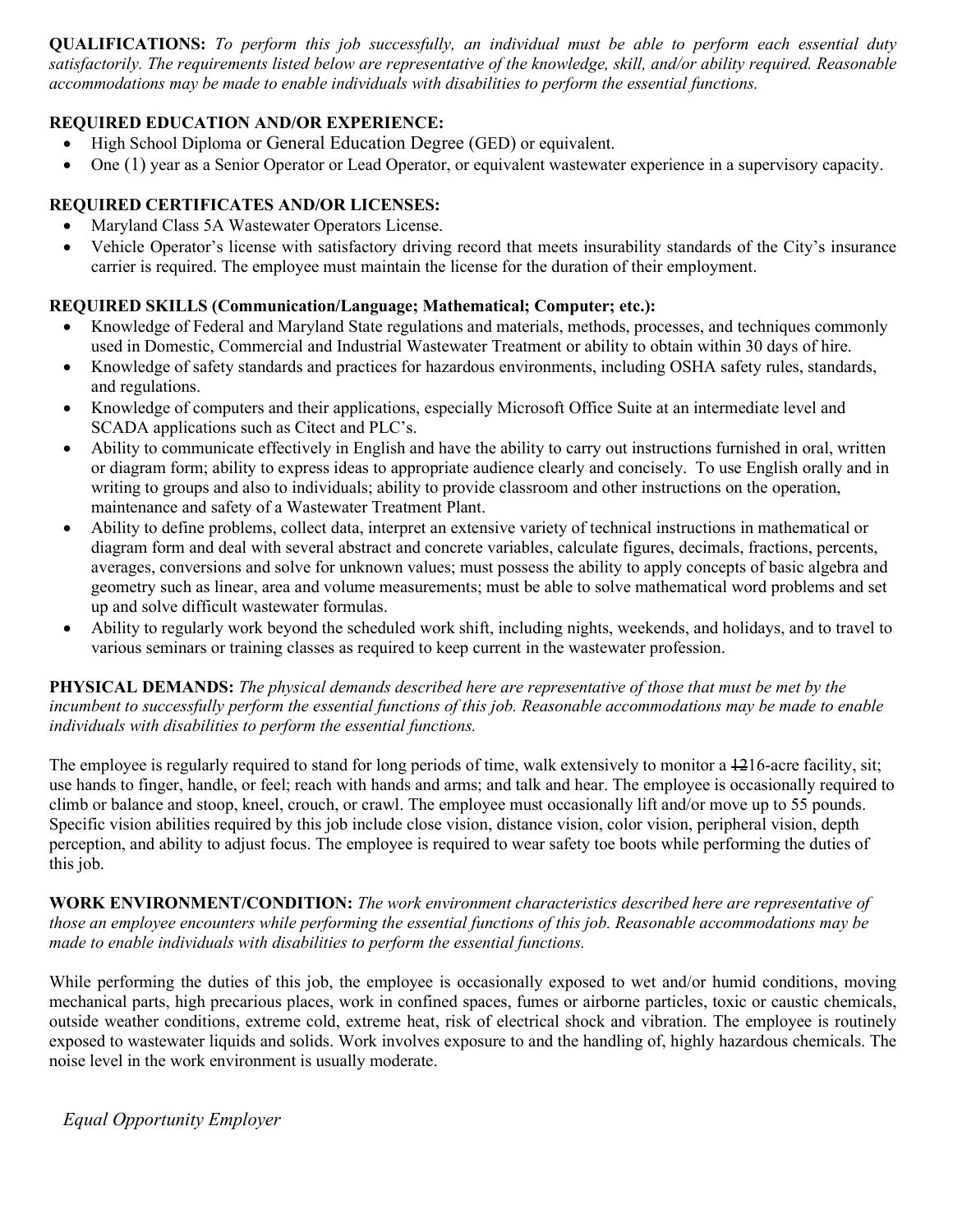**QUALIFICATIONS:** *To perform this job successfully, an individual must be able to perform each essential duty satisfactorily. The requirements listed below are representative of the knowledge, skill, and/or ability required. Reasonable accommodations may be made to enable individuals with disabilities to perform the essential functions.*

**REQUIRED EDUCATION AND/OR EXPERIENCE:**

- High School Diploma or General Education Degree (GED) or equivalent.
- One (1) year as a Senior Operator or Lead Operator, or equivalent wastewater experience in a supervisory capacity.

**REQUIRED CERTIFICATES AND/OR LICENSES:**

- Maryland Class 5A Wastewater Operators License.
- Vehicle Operator's license with satisfactory driving record that meets insurability standards of the City's insurance carrier is required. The employee must maintain the license for the duration of their employment.

**REQUIRED SKILLS (Communication/Language; Mathematical; Computer; etc.):**

- Knowledge of Federal and Maryland State regulations and materials, methods, processes, and techniques commonly used in Domestic, Commercial and Industrial Wastewater Treatment or ability to obtain within 30 days of hire.
- Knowledge of safety standards and practices for hazardous environments, including OSHA safety rules, standards, and regulations.
- Knowledge of computers and their applications, especially Microsoft Office Suite at an intermediate level and SCADA applications such as Citect and PLC's.
- Ability to communicate effectively in English and have the ability to carry out instructions furnished in oral, written or diagram form; ability to express ideas to appropriate audience clearly and concisely. To use English orally and in writing to groups and also to individuals; ability to provide classroom and other instructions on the operation, maintenance and safety of a Wastewater Treatment Plant.
- Ability to define problems, collect data, interpret an extensive variety of technical instructions in mathematical or diagram form and deal with several abstract and concrete variables, calculate figures, decimals, fractions, percents, averages, conversions and solve for unknown values; must possess the ability to apply concepts of basic algebra and geometry such as linear, area and volume measurements; must be able to solve mathematical word problems and set up and solve difficult wastewater formulas.
- Ability to regularly work beyond the scheduled work shift, including nights, weekends, and holidays, and to travel to various seminars or training classes as required to keep current in the wastewater profession.

**PHYSICAL DEMANDS:** *The physical demands described here are representative of those that must be met by the incumbent to successfully perform the essential functions of this job. Reasonable accommodations may be made to enable individuals with disabilities to perform the essential functions.*

The employee is regularly required to stand for long periods of time, walk extensively to monitor a ~~12~~16-acre facility, sit; use hands to finger, handle, or feel; reach with hands and arms; and talk and hear. The employee is occasionally required to climb or balance and stoop, kneel, crouch, or crawl. The employee must occasionally lift and/or move up to 55 pounds. Specific vision abilities required by this job include close vision, distance vision, color vision, peripheral vision, depth perception, and ability to adjust focus. The employee is required to wear safety toe boots while performing the duties of this job.

**WORK ENVIRONMENT/CONDITION:** *The work environment characteristics described here are representative of those an employee encounters while performing the essential functions of this job. Reasonable accommodations may be made to enable individuals with disabilities to perform the essential functions.*

While performing the duties of this job, the employee is occasionally exposed to wet and/or humid conditions, moving mechanical parts, high precarious places, work in confined spaces, fumes or airborne particles, toxic or caustic chemicals, outside weather conditions, extreme cold, extreme heat, risk of electrical shock and vibration. The employee is routinely exposed to wastewater liquids and solids. Work involves exposure to and the handling of, highly hazardous chemicals. The noise level in the work environment is usually moderate.

*Equal Opportunity Employer*